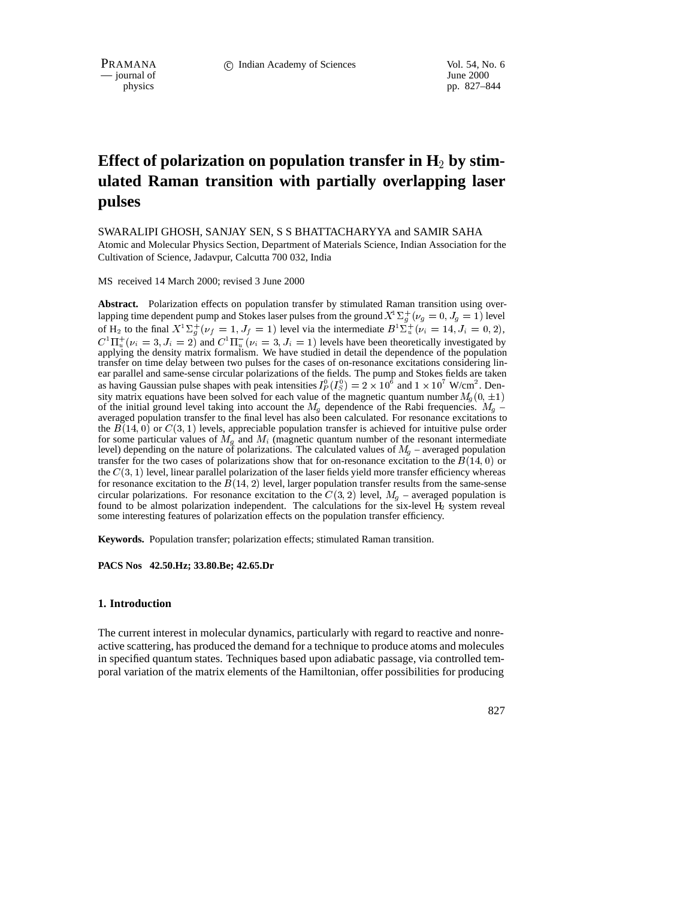# Effect of polarization on population transfer in $H_2$ by stimulated Raman transition with partially overlapping laser pulses

SWARALIPI GHOSH, SANJAY SEN, S S BHATTACHARYYA and SAMIR SAHA

Atomic and Molecular Physics Section, Department of Materials Science, Indian Association for the Cultivation of Science, Jadavpur, Calcutta 700 032, India

MS received 14 March 2000; revised 3 June 2000

**Abstract.** Polarization effects on population transfer by stimulated Raman transition using overlapping time dependent pump and Stokes laser pulses from the ground $X^1\Sigma_g^+(\nu_g = 0, J_g = 1)$ level of $H_2$ to the final $X^1\Sigma_g^+(\nu_f = 1, J_f = 1)$ level via the intermediate $B^1\Sigma_u^+(\nu_i = 14, J_i = 0, 2)$, $C^1\Pi_u^+(\nu_i = 3, J_i = 2)$ and $C^1\Pi_u^-(\nu_i = 3, J_i = 1)$ levels have been theoretically investigated by applying the density matrix formalism. We have studied in detail the dependence of the population transfer on time delay between two pulses for the cases of on-resonance excitations considering linear parallel and same-sense circular polarizations of the fields. The pump and Stokes fields are taken as having Gaussian pulse shapes with peak intensities $I_P^0(I_S^0) = 2 \times 10^6$ and $1 \times 10^7$ W/cm$^2$. Density matrix equations have been solved for each value of the magnetic quantum number $M_g(0, \pm 1)$ of the initial ground level taking into account the $M_g$ dependence of the Rabi frequencies. $M_g$ – averaged population transfer to the final level has also been calculated. For resonance excitations to the $B(14, 0)$ or $C(3, 1)$ levels, appreciable population transfer is achieved for intuitive pulse order for some particular values of $M_g$ and $M_i$ (magnetic quantum number of the resonant intermediate level) depending on the nature of polarizations. The calculated values of $M_g$ – averaged population transfer for the two cases of polarizations show that for on-resonance excitation to the $B(14, 0)$ or the $C(3, 1)$ level, linear parallel polarization of the laser fields yield more transfer efficiency whereas for resonance excitation to the $B(14, 2)$ level, larger population transfer results from the same-sense circular polarizations. For resonance excitation to the $C(3, 2)$ level, $M_g$ – averaged population is found to be almost polarization independent. The calculations for the six-level $H_2$ system reveal some interesting features of polarization effects on the population transfer efficiency.

**Keywords.** Population transfer; polarization effects; stimulated Raman transition.

**PACS Nos 42.50.Hz; 33.80.Be; 42.65.Dr**

## 1. Introduction

The current interest in molecular dynamics, particularly with regard to reactive and nonreactive scattering, has produced the demand for a technique to produce atoms and molecules in specified quantum states. Techniques based upon adiabatic passage, via controlled temporal variation of the matrix elements of the Hamiltonian, offer possibilities for producing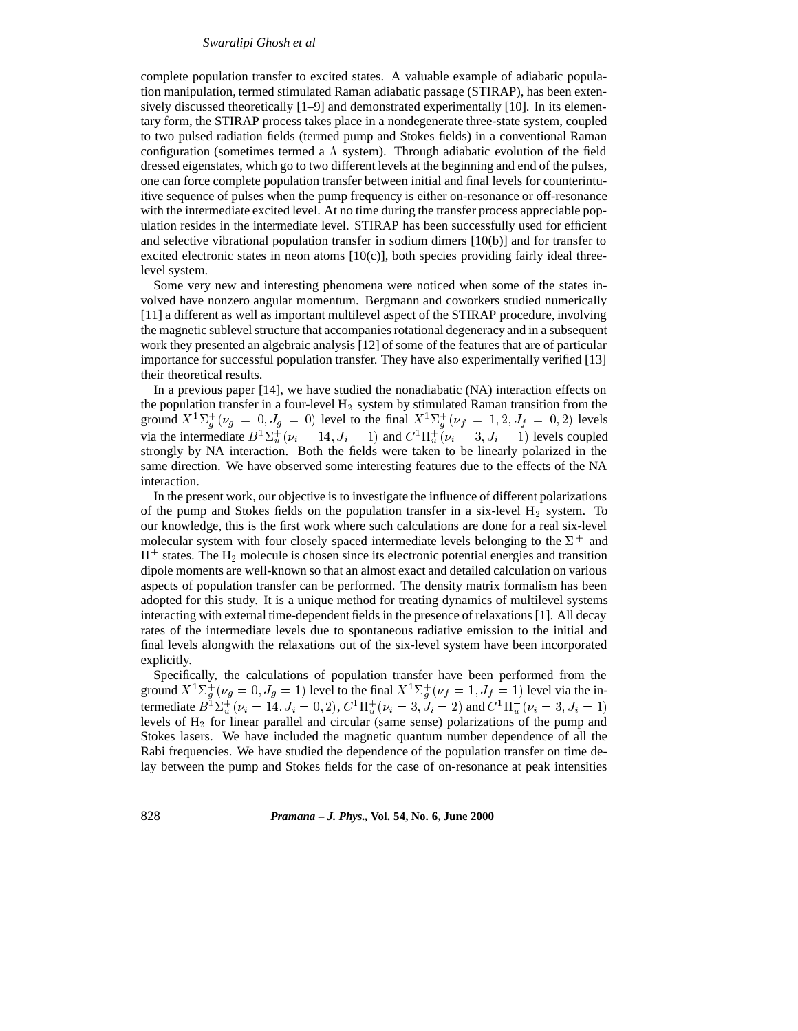complete population transfer to excited states. A valuable example of adiabatic population manipulation, termed stimulated Raman adiabatic passage (STIRAP), has been extensively discussed theoretically [1–9] and demonstrated experimentally [10]. In its elementary form, the STIRAP process takes place in a nondegenerate three-state system, coupled to two pulsed radiation fields (termed pump and Stokes fields) in a conventional Raman configuration (sometimes termed a $\Lambda$ system). Through adiabatic evolution of the field dressed eigenstates, which go to two different levels at the beginning and end of the pulses, one can force complete population transfer between initial and final levels for counterintuitive sequence of pulses when the pump frequency is either on-resonance or off-resonance with the intermediate excited level. At no time during the transfer process appreciable population resides in the intermediate level. STIRAP has been successfully used for efficient and selective vibrational population transfer in sodium dimers [10(b)] and for transfer to excited electronic states in neon atoms [10(c)], both species providing fairly ideal three-level system.

Some very new and interesting phenomena were noticed when some of the states involved have nonzero angular momentum. Bergmann and coworkers studied numerically [11] a different as well as important multilevel aspect of the STIRAP procedure, involving the magnetic sublevel structure that accompanies rotational degeneracy and in a subsequent work they presented an algebraic analysis [12] of some of the features that are of particular importance for successful population transfer. They have also experimentally verified [13] their theoretical results.

In a previous paper [14], we have studied the nonadiabatic (NA) interaction effects on the population transfer in a four-level $H_2$ system by stimulated Raman transition from the ground $X^1\Sigma_g^+(\nu_g = 0, J_g = 0)$ level to the final $X^1\Sigma_g^+(\nu_f = 1, 2, J_f = 0, 2)$ levels via the intermediate $B^1\Sigma_u^+(\nu_i = 14, J_i = 1)$ and $C^1\Pi_u^+(\nu_i = 3, J_i = 1)$ levels coupled strongly by NA interaction. Both the fields were taken to be linearly polarized in the same direction. We have observed some interesting features due to the effects of the NA interaction.

In the present work, our objective is to investigate the influence of different polarizations of the pump and Stokes fields on the population transfer in a six-level $H_2$ system. To our knowledge, this is the first work where such calculations are done for a real six-level molecular system with four closely spaced intermediate levels belonging to the $\Sigma^+$ and $\Pi^\pm$ states. The $H_2$ molecule is chosen since its electronic potential energies and transition dipole moments are well-known so that an almost exact and detailed calculation on various aspects of population transfer can be performed. The density matrix formalism has been adopted for this study. It is a unique method for treating dynamics of multilevel systems interacting with external time-dependent fields in the presence of relaxations [1]. All decay rates of the intermediate levels due to spontaneous radiative emission to the initial and final levels alongwith the relaxations out of the six-level system have been incorporated explicitly.

Specifically, the calculations of population transfer have been performed from the ground $X^1\Sigma_g^+(\nu_g = 0, J_g = 1)$ level to the final $X^1\Sigma_g^+(\nu_f = 1, J_f = 1)$ level via the intermediate $B^1\Sigma_u^+(\nu_i = 14, J_i = 0, 2)$, $C^1\Pi_u^+(\nu_i = 3, J_i = 2)$ and $C^1\Pi_u^-(\nu_i = 3, J_i = 1)$ levels of $H_2$ for linear parallel and circular (same sense) polarizations of the pump and Stokes lasers. We have included the magnetic quantum number dependence of all the Rabi frequencies. We have studied the dependence of the population transfer on time delay between the pump and Stokes fields for the case of on-resonance at peak intensities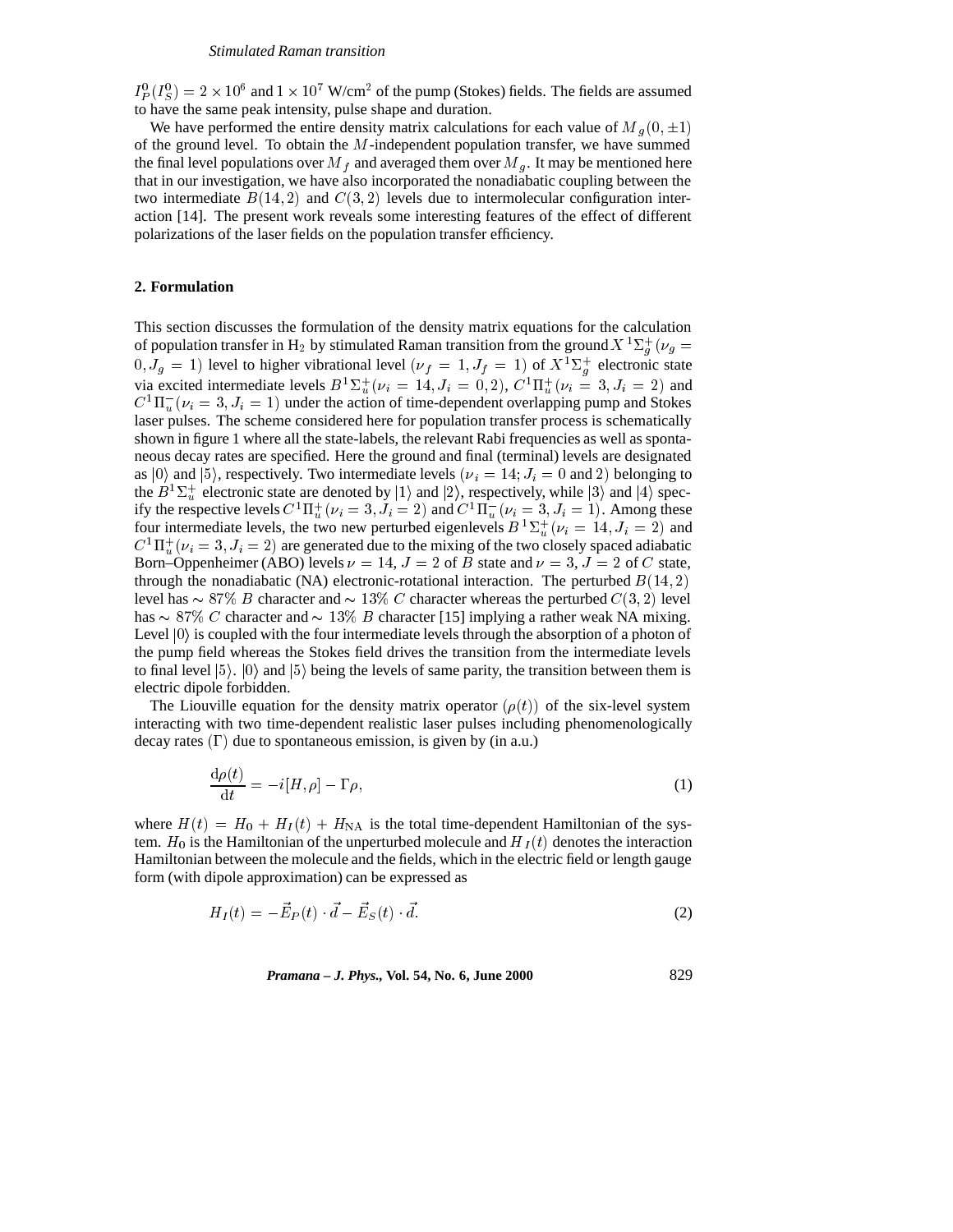$I_P^0(I_S^0) = 2 \times 10^6$ and $1 \times 10^7$ W/cm$^2$ of the pump (Stokes) fields. The fields are assumed to have the same peak intensity, pulse shape and duration.

We have performed the entire density matrix calculations for each value of $M_g(0, \pm 1)$ of the ground level. To obtain the $M$-independent population transfer, we have summed the final level populations over $M_f$ and averaged them over $M_g$. It may be mentioned here that in our investigation, we have also incorporated the nonadiabatic coupling between the two intermediate $B(14, 2)$ and $C(3, 2)$ levels due to intermolecular configuration interaction [14]. The present work reveals some interesting features of the effect of different polarizations of the laser fields on the population transfer efficiency.

## 2. Formulation

This section discusses the formulation of the density matrix equations for the calculation of population transfer in $H_2$ by stimulated Raman transition from the ground $X\,^1\Sigma_g^+(\nu_g = 0, J_g = 1)$ level to higher vibrational level $(\nu_f = 1, J_f = 1)$ of $X^1\Sigma_g^+$ electronic state via excited intermediate levels $B^1\Sigma_u^+(\nu_i = 14, J_i = 0, 2)$, $C^1\Pi_u^+(\nu_i = 3, J_i = 2)$ and $C^1\Pi_u^-(\nu_i = 3, J_i = 1)$ under the action of time-dependent overlapping pump and Stokes laser pulses. The scheme considered here for population transfer process is schematically shown in figure 1 where all the state-labels, the relevant Rabi frequencies as well as spontaneous decay rates are specified. Here the ground and final (terminal) levels are designated as $|0\rangle$ and $|5\rangle$, respectively. Two intermediate levels $(\nu_i = 14; J_i = 0$ and $2)$ belonging to the $B^1\Sigma_u^+$ electronic state are denoted by $|1\rangle$ and $|2\rangle$, respectively, while $|3\rangle$ and $|4\rangle$ specify the respective levels $C^1\Pi_u^+(\nu_i = 3, J_i = 2)$ and $C^1\Pi_u^-(\nu_i = 3, J_i = 1)$. Among these four intermediate levels, the two new perturbed eigenlevels $B\,^1\Sigma_u^+(\nu_i = 14, J_i = 2)$ and $C^1\Pi_u^+(\nu_i = 3, J_i = 2)$ are generated due to the mixing of the two closely spaced adiabatic Born–Oppenheimer (ABO) levels $\nu = 14$, $J = 2$ of $B$ state and $\nu = 3$, $J = 2$ of $C$ state, through the nonadiabatic (NA) electronic-rotational interaction. The perturbed $B(14, 2)$ level has $\sim 87\%$ $B$ character and $\sim 13\%$ $C$ character whereas the perturbed $C(3, 2)$ level has $\sim 87\%$ $C$ character and $\sim 13\%$ $B$ character [15] implying a rather weak NA mixing. Level $|0\rangle$ is coupled with the four intermediate levels through the absorption of a photon of the pump field whereas the Stokes field drives the transition from the intermediate levels to final level $|5\rangle$. $|0\rangle$ and $|5\rangle$ being the levels of same parity, the transition between them is electric dipole forbidden.

The Liouville equation for the density matrix operator $(\rho(t))$ of the six-level system interacting with two time-dependent realistic laser pulses including phenomenologically decay rates $(\Gamma)$ due to spontaneous emission, is given by (in a.u.)

$$\frac{\mathrm{d}\rho(t)}{\mathrm{d}t} = -i[H, \rho] - \Gamma\rho, \tag{1}$$

where $H(t) = H_0 + H_I(t) + H_{\mathrm{NA}}$ is the total time-dependent Hamiltonian of the system. $H_0$ is the Hamiltonian of the unperturbed molecule and $H_I(t)$ denotes the interaction Hamiltonian between the molecule and the fields, which in the electric field or length gauge form (with dipole approximation) can be expressed as

$$H_I(t) = -\vec{E}_P(t) \cdot \vec{d} - \vec{E}_S(t) \cdot \vec{d}. \tag{2}$$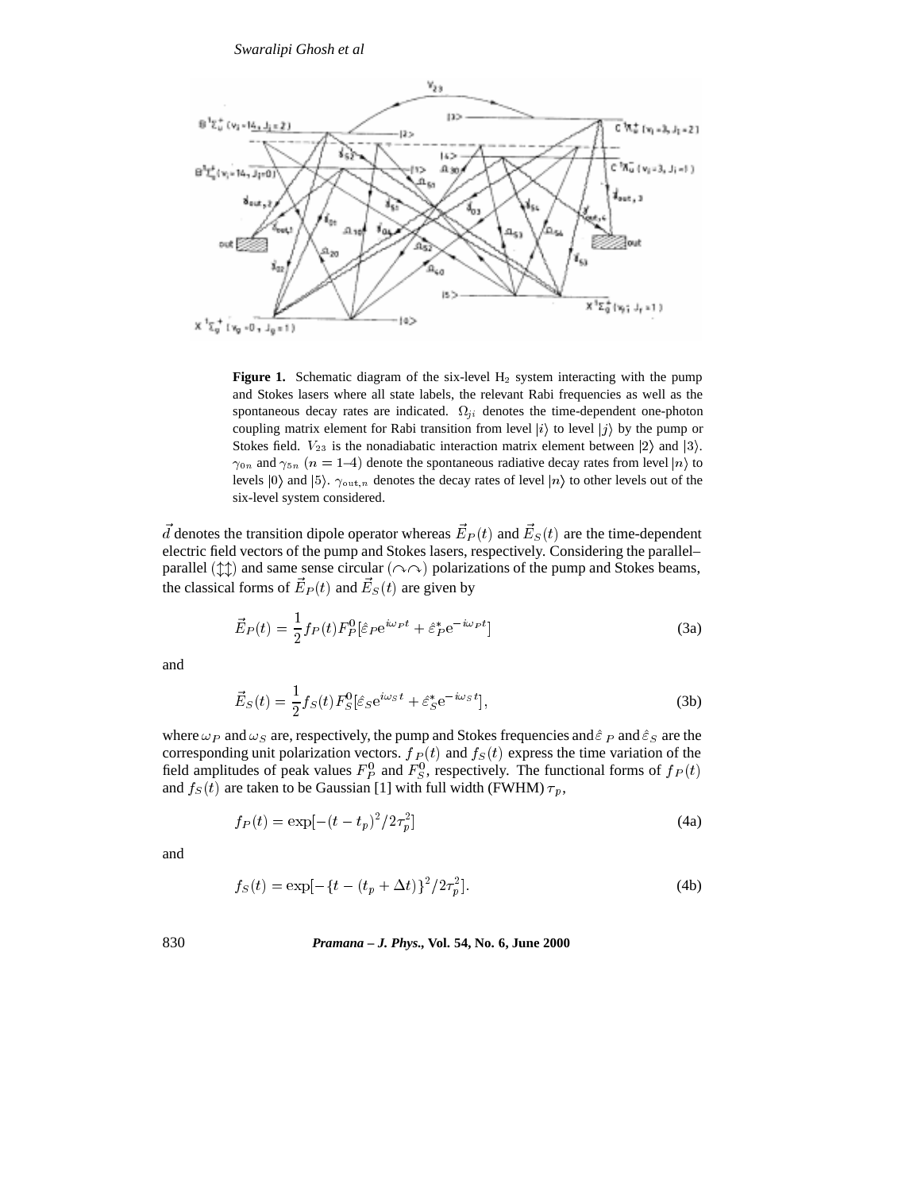**Figure 1.** Schematic diagram of the six-level $H_2$ system interacting with the pump and Stokes lasers where all state labels, the relevant Rabi frequencies as well as the spontaneous decay rates are indicated. $\Omega_{ji}$ denotes the time-dependent one-photon coupling matrix element for Rabi transition from level $|i\rangle$ to level $|j\rangle$ by the pump or Stokes field. $V_{23}$ is the nonadiabatic interaction matrix element between $|2\rangle$ and $|3\rangle$. $\gamma_{0n}$ and $\gamma_{5n}$ ($n = 1$–$4$) denote the spontaneous radiative decay rates from level $|n\rangle$ to levels $|0\rangle$ and $|5\rangle$. $\gamma_{\text{out},n}$ denotes the decay rates of level $|n\rangle$ to other levels out of the six-level system considered.

$\vec{d}$ denotes the transition dipole operator whereas $\vec{E}_P(t)$ and $\vec{E}_S(t)$ are the time-dependent electric field vectors of the pump and Stokes lasers, respectively. Considering the parallel–parallel ($\updownarrow\updownarrow$) and same sense circular ($\curvearrowright\curvearrowright$) polarizations of the pump and Stokes beams, the classical forms of $\vec{E}_P(t)$ and $\vec{E}_S(t)$ are given by

$$\vec{E}_P(t) = \frac{1}{2} f_P(t) F_P^0 [\hat{\varepsilon}_P \mathrm{e}^{i\omega_P t} + \hat{\varepsilon}_P^* \mathrm{e}^{-i\omega_P t}] \tag{3a}$$

and

$$\vec{E}_S(t) = \frac{1}{2} f_S(t) F_S^0 [\hat{\varepsilon}_S \mathrm{e}^{i\omega_S t} + \hat{\varepsilon}_S^* \mathrm{e}^{-i\omega_S t}], \tag{3b}$$

where $\omega_P$ and $\omega_S$ are, respectively, the pump and Stokes frequencies and $\hat{\varepsilon}_P$ and $\hat{\varepsilon}_S$ are the corresponding unit polarization vectors. $f_P(t)$ and $f_S(t)$ express the time variation of the field amplitudes of peak values $F_P^0$ and $F_S^0$, respectively. The functional forms of $f_P(t)$ and $f_S(t)$ are taken to be Gaussian [1] with full width (FWHM) $\tau_p$,

$$f_P(t) = \exp[-(t - t_p)^2 / 2\tau_p^2] \tag{4a}$$

and

$$f_S(t) = \exp[-\{t - (t_p + \Delta t)\}^2 / 2\tau_p^2]. \tag{4b}$$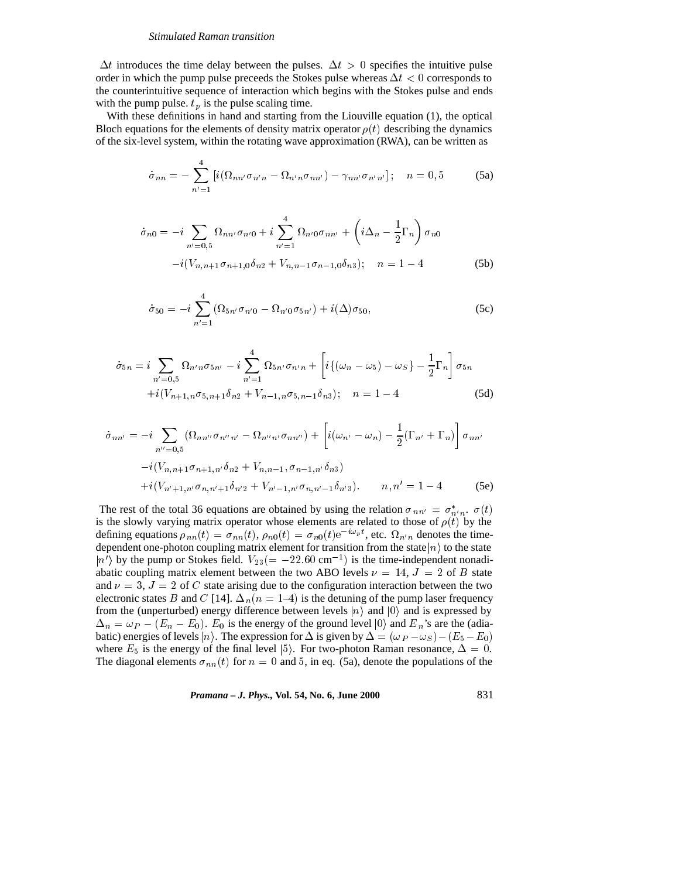$\Delta t$ introduces the time delay between the pulses. $\Delta t > 0$ specifies the intuitive pulse order in which the pump pulse preceeds the Stokes pulse whereas $\Delta t < 0$ corresponds to the counterintuitive sequence of interaction which begins with the Stokes pulse and ends with the pump pulse. $t_p$ is the pulse scaling time.

With these definitions in hand and starting from the Liouville equation (1), the optical Bloch equations for the elements of density matrix operator $\rho(t)$ describing the dynamics of the six-level system, within the rotating wave approximation (RWA), can be written as

$$\dot{\sigma}_{nn} = -\sum_{n'=1}^{4} \left[ i(\Omega_{nn'}\sigma_{n'n} - \Omega_{n'n}\sigma_{nn'}) - \gamma_{nn'}\sigma_{n'n'} \right]; \quad n = 0, 5 \tag{5a}$$

$$\begin{aligned}\dot{\sigma}_{n0} = & -i\sum_{n'=0,5} \Omega_{nn'}\sigma_{n'0} + i\sum_{n'=1}^{4} \Omega_{n'0}\sigma_{nn'} + \left( i\Delta_n - \frac{1}{2}\Gamma_n \right)\sigma_{n0} \\ & -i(V_{n,n+1}\sigma_{n+1,0}\delta_{n2} + V_{n,n-1}\sigma_{n-1,0}\delta_{n3}); \quad n = 1-4 \end{aligned} \tag{5b}$$

$$\dot{\sigma}_{50} = -i\sum_{n'=1}^{4} (\Omega_{5n'}\sigma_{n'0} - \Omega_{n'0}\sigma_{5n'}) + i(\Delta)\sigma_{50}, \tag{5c}$$

$$\begin{aligned}\dot{\sigma}_{5n} = & \; i\sum_{n'=0,5} \Omega_{n'n}\sigma_{5n'} - i\sum_{n'=1}^{4} \Omega_{5n'}\sigma_{n'n} + \left[ i\{(\omega_n - \omega_5) - \omega_S\} - \frac{1}{2}\Gamma_n \right]\sigma_{5n} \\ & +i(V_{n+1,n}\sigma_{5,n+1}\delta_{n2} + V_{n-1,n}\sigma_{5,n-1}\delta_{n3}); \quad n = 1-4 \end{aligned} \tag{5d}$$

$$\begin{aligned}\dot{\sigma}_{nn'} = & -i\sum_{n''=0,5} (\Omega_{nn''}\sigma_{n''n'} - \Omega_{n''n'}\sigma_{nn''}) + \left[ i(\omega_{n'} - \omega_n) - \frac{1}{2}(\Gamma_{n'} + \Gamma_n) \right]\sigma_{nn'} \\ & -i(V_{n,n+1}\sigma_{n+1,n'}\delta_{n2} + V_{n,n-1},\sigma_{n-1,n'}\delta_{n3}) \\ & +i(V_{n'+1,n'}\sigma_{n,n'+1}\delta_{n'2} + V_{n'-1,n'}\sigma_{n,n'-1}\delta_{n'3}). \qquad n, n' = 1-4 \end{aligned} \tag{5e}$$

The rest of the total 36 equations are obtained by using the relation $\sigma_{nn'} = \sigma^*_{n'n}$. $\sigma(t)$ is the slowly varying matrix operator whose elements are related to those of $\rho(t)$ by the defining equations $\rho_{nn}(t) = \sigma_{nn}(t)$, $\rho_{n0}(t) = \sigma_{n0}(t)\mathrm{e}^{-i\omega_p t}$, etc. $\Omega_{n'n}$ denotes the time-dependent one-photon coupling matrix element for transition from the state $|n\rangle$ to the state $|n'\rangle$ by the pump or Stokes field. $V_{23} (= -22.60 \text{ cm}^{-1})$ is the time-independent nonadiabatic coupling matrix element between the two ABO levels $\nu = 14$, $J = 2$ of $B$ state and $\nu = 3$, $J = 2$ of $C$ state arising due to the configuration interaction between the two electronic states $B$ and $C$ [14]. $\Delta_n (n = 1\text{–}4)$ is the detuning of the pump laser frequency from the (unperturbed) energy difference between levels $|n\rangle$ and $|0\rangle$ and is expressed by $\Delta_n = \omega_P - (E_n - E_0)$. $E_0$ is the energy of the ground level $|0\rangle$ and $E_n$'s are the (adiabatic) energies of levels $|n\rangle$. The expression for $\Delta$ is given by $\Delta = (\omega_P - \omega_S) - (E_5 - E_0)$ where $E_5$ is the energy of the final level $|5\rangle$. For two-photon Raman resonance, $\Delta = 0$. The diagonal elements $\sigma_{nn}(t)$ for $n = 0$ and $5$, in eq. (5a), denote the populations of the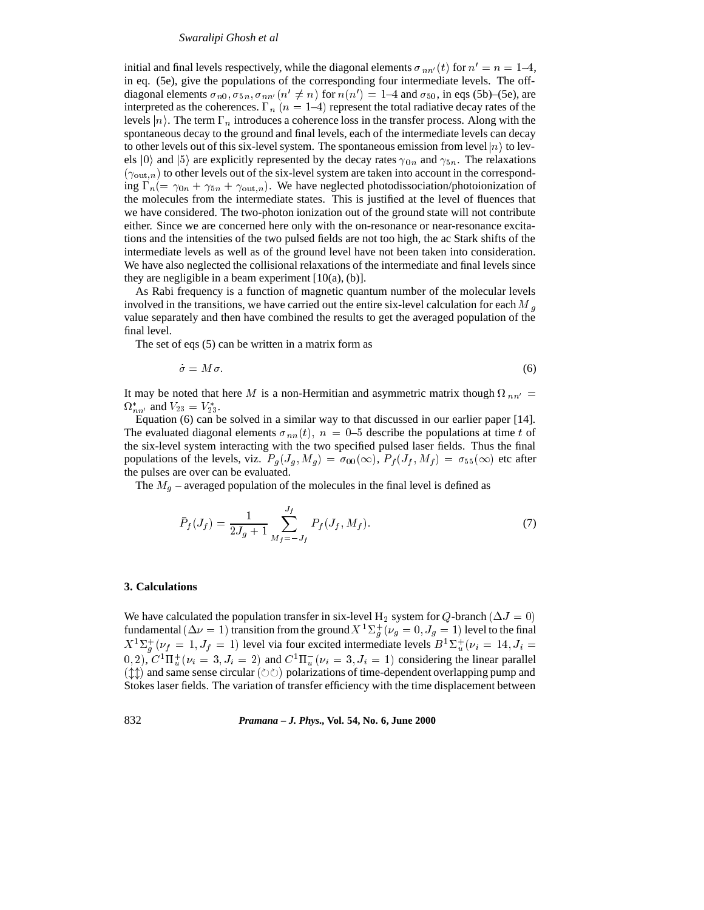initial and final levels respectively, while the diagonal elements $\sigma_{nn'}(t)$ for $n' = n = 1$–4, in eq. (5e), give the populations of the corresponding four intermediate levels. The off-diagonal elements $\sigma_{n0}, \sigma_{5n}, \sigma_{nn'}(n' \neq n)$ for $n(n') = 1$–4 and $\sigma_{50}$, in eqs (5b)–(5e), are interpreted as the coherences. $\Gamma_n$ $(n = 1$–$4)$ represent the total radiative decay rates of the levels $|n\rangle$. The term $\Gamma_n$ introduces a coherence loss in the transfer process. Along with the spontaneous decay to the ground and final levels, each of the intermediate levels can decay to other levels out of this six-level system. The spontaneous emission from level $|n\rangle$ to levels $|0\rangle$ and $|5\rangle$ are explicitly represented by the decay rates $\gamma_{0n}$ and $\gamma_{5n}$. The relaxations $(\gamma_{\text{out},n})$ to other levels out of the six-level system are taken into account in the corresponding $\Gamma_n (= \gamma_{0n} + \gamma_{5n} + \gamma_{\text{out},n})$. We have neglected photodissociation/photoionization of the molecules from the intermediate states. This is justified at the level of fluences that we have considered. The two-photon ionization out of the ground state will not contribute either. Since we are concerned here only with the on-resonance or near-resonance excitations and the intensities of the two pulsed fields are not too high, the ac Stark shifts of the intermediate levels as well as of the ground level have not been taken into consideration. We have also neglected the collisional relaxations of the intermediate and final levels since they are negligible in a beam experiment [10(a), (b)].

As Rabi frequency is a function of magnetic quantum number of the molecular levels involved in the transitions, we have carried out the entire six-level calculation for each $M_g$ value separately and then have combined the results to get the averaged population of the final level.

The set of eqs (5) can be written in a matrix form as

$$\dot{\sigma} = M\sigma. \tag{6}$$

It may be noted that here $M$ is a non-Hermitian and asymmetric matrix though $\Omega_{nn'} = \Omega^*_{nn'}$ and $V_{23} = V^*_{23}$.

Equation (6) can be solved in a similar way to that discussed in our earlier paper [14]. The evaluated diagonal elements $\sigma_{nn}(t)$, $n = 0$–$5$ describe the populations at time $t$ of the six-level system interacting with the two specified pulsed laser fields. Thus the final populations of the levels, viz. $P_g(J_g, M_g) = \sigma_{00}(\infty)$, $P_f(J_f, M_f) = \sigma_{55}(\infty)$ etc after the pulses are over can be evaluated.

The $M_g$ – averaged population of the molecules in the final level is defined as

$$\bar{P}_f(J_f) = \frac{1}{2J_g + 1} \sum_{M_f = -J_f}^{J_f} P_f(J_f, M_f). \tag{7}$$

## 3. Calculations

We have calculated the population transfer in six-level $H_2$ system for $Q$-branch $(\Delta J = 0)$ fundamental $(\Delta\nu = 1)$ transition from the ground $X^1\Sigma_g^+(\nu_g = 0, J_g = 1)$ level to the final $X^1\Sigma_g^+(\nu_f = 1, J_f = 1)$ level via four excited intermediate levels $B^1\Sigma_u^+(\nu_i = 14, J_i = 0, 2)$, $C^1\Pi_u^+(\nu_i = 3, J_i = 2)$ and $C^1\Pi_u^-(\nu_i = 3, J_i = 1)$ considering the linear parallel $(\updownarrow\updownarrow)$ and same sense circular $(\circlearrowright\circlearrowright)$ polarizations of time-dependent overlapping pump and Stokes laser fields. The variation of transfer efficiency with the time displacement between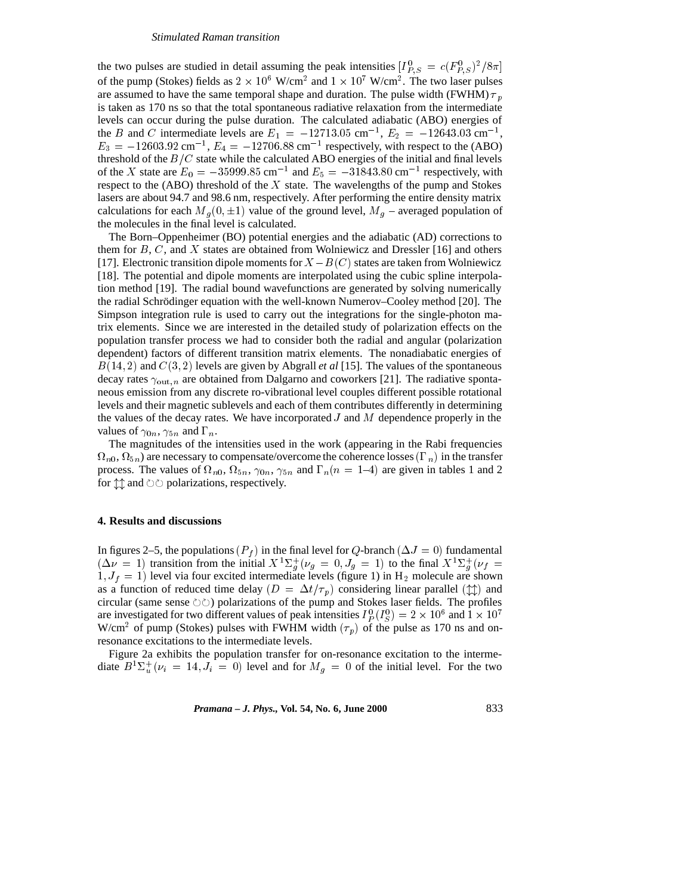the two pulses are studied in detail assuming the peak intensities $[I_{P,S}^0 = c(F_{P,S}^0)^2/8\pi]$ of the pump (Stokes) fields as $2 \times 10^6$ W/cm$^2$ and $1 \times 10^7$ W/cm$^2$. The two laser pulses are assumed to have the same temporal shape and duration. The pulse width (FWHM) $\tau_p$ is taken as 170 ns so that the total spontaneous radiative relaxation from the intermediate levels can occur during the pulse duration. The calculated adiabatic (ABO) energies of the $B$ and $C$ intermediate levels are $E_1 = -12713.05$ cm$^{-1}$, $E_2 = -12643.03$ cm$^{-1}$, $E_3 = -12603.92$ cm$^{-1}$, $E_4 = -12706.88$ cm$^{-1}$ respectively, with respect to the (ABO) threshold of the $B/C$ state while the calculated ABO energies of the initial and final levels of the $X$ state are $E_0 = -35999.85$ cm$^{-1}$ and $E_5 = -31843.80$ cm$^{-1}$ respectively, with respect to the (ABO) threshold of the $X$ state. The wavelengths of the pump and Stokes lasers are about 94.7 and 98.6 nm, respectively. After performing the entire density matrix calculations for each $M_g(0, \pm 1)$ value of the ground level, $M_g$ – averaged population of the molecules in the final level is calculated.

The Born–Oppenheimer (BO) potential energies and the adiabatic (AD) corrections to them for $B$, $C$, and $X$ states are obtained from Wolniewicz and Dressler [16] and others [17]. Electronic transition dipole moments for $X - B(C)$ states are taken from Wolniewicz [18]. The potential and dipole moments are interpolated using the cubic spline interpolation method [19]. The radial bound wavefunctions are generated by solving numerically the radial Schrödinger equation with the well-known Numerov–Cooley method [20]. The Simpson integration rule is used to carry out the integrations for the single-photon matrix elements. Since we are interested in the detailed study of polarization effects on the population transfer process we had to consider both the radial and angular (polarization dependent) factors of different transition matrix elements. The nonadiabatic energies of $B(14, 2)$ and $C(3, 2)$ levels are given by Abgrall *et al* [15]. The values of the spontaneous decay rates $\gamma_{\text{out},n}$ are obtained from Dalgarno and coworkers [21]. The radiative spontaneous emission from any discrete ro-vibrational level couples different possible rotational levels and their magnetic sublevels and each of them contributes differently in determining the values of the decay rates. We have incorporated $J$ and $M$ dependence properly in the values of $\gamma_{0n}$, $\gamma_{5n}$ and $\Gamma_n$.

The magnitudes of the intensities used in the work (appearing in the Rabi frequencies $\Omega_{n0}$, $\Omega_{5n}$) are necessary to compensate/overcome the coherence losses $(\Gamma_n)$ in the transfer process. The values of $\Omega_{n0}$, $\Omega_{5n}$, $\gamma_{0n}$, $\gamma_{5n}$ and $\Gamma_n (n = 1–4)$ are given in tables 1 and 2 for $\updownarrow\updownarrow$ and $\circlearrowleft\circlearrowleft$ polarizations, respectively.

## 4. Results and discussions

In figures 2–5, the populations $(P_f)$ in the final level for $Q$-branch $(\Delta J = 0)$ fundamental $(\Delta \nu = 1)$ transition from the initial $X^1\Sigma_g^+(\nu_g = 0, J_g = 1)$ to the final $X^1\Sigma_g^+(\nu_f = 1, J_f = 1)$ level via four excited intermediate levels (figure 1) in $H_2$ molecule are shown as a function of reduced time delay $(D = \Delta t/\tau_p)$ considering linear parallel $(\updownarrow\updownarrow)$ and circular (same sense $\circlearrowleft\circlearrowleft$) polarizations of the pump and Stokes laser fields. The profiles are investigated for two different values of peak intensities $I_P^0(I_S^0) = 2 \times 10^6$ and $1 \times 10^7$ W/cm$^2$ of pump (Stokes) pulses with FWHM width $(\tau_p)$ of the pulse as 170 ns and on-resonance excitations to the intermediate levels.

Figure 2a exhibits the population transfer for on-resonance excitation to the intermediate $B^1\Sigma_u^+(\nu_i = 14, J_i = 0)$ level and for $M_g = 0$ of the initial level. For the two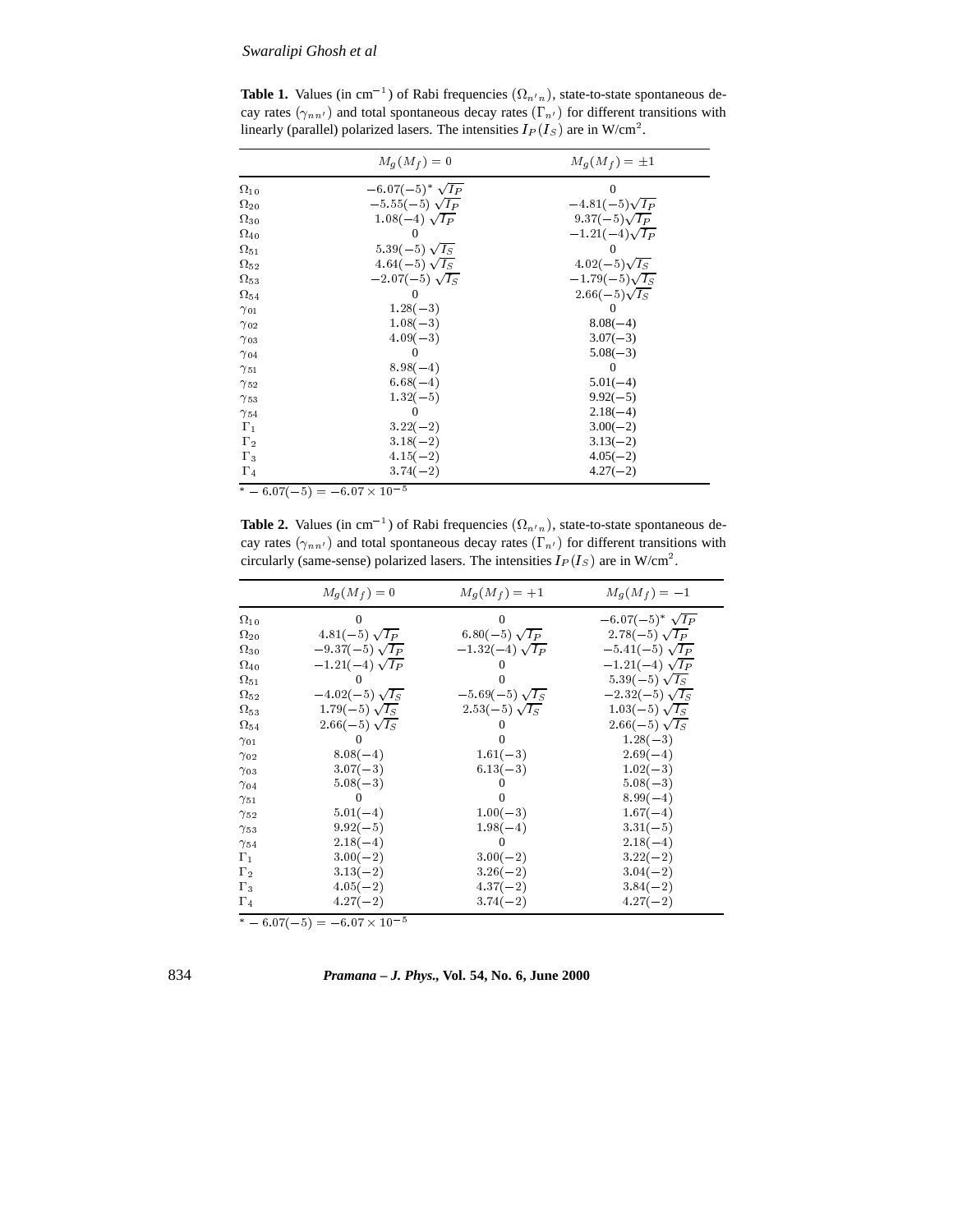**Table 1.** Values (in $\text{cm}^{-1}$) of Rabi frequencies ($\Omega_{n'n}$), state-to-state spontaneous decay rates ($\gamma_{nn'}$) and total spontaneous decay rates ($\Gamma_{n'}$) for different transitions with linearly (parallel) polarized lasers. The intensities $I_P(I_S)$ are in W/cm$^2$.

| | $M_g(M_f) = 0$ | $M_g(M_f) = \pm 1$ |
|---|---|---|
| $\Omega_{10}$ | $-6.07(-5)^* \sqrt{I_P}$ | 0 |
| $\Omega_{20}$ | $-5.55(-5) \sqrt{I_P}$ | $-4.81(-5)\sqrt{I_P}$ |
| $\Omega_{30}$ | $1.08(-4) \sqrt{I_P}$ | $9.37(-5)\sqrt{I_P}$ |
| $\Omega_{40}$ | 0 | $-1.21(-4)\sqrt{I_P}$ |
| $\Omega_{51}$ | $5.39(-5) \sqrt{I_S}$ | 0 |
| $\Omega_{52}$ | $4.64(-5) \sqrt{I_S}$ | $4.02(-5)\sqrt{I_S}$ |
| $\Omega_{53}$ | $-2.07(-5) \sqrt{I_S}$ | $-1.79(-5)\sqrt{I_S}$ |
| $\Omega_{54}$ | 0 | $2.66(-5)\sqrt{I_S}$ |
| $\gamma_{01}$ | $1.28(-3)$ | 0 |
| $\gamma_{02}$ | $1.08(-3)$ | $8.08(-4)$ |
| $\gamma_{03}$ | $4.09(-3)$ | $3.07(-3)$ |
| $\gamma_{04}$ | 0 | $5.08(-3)$ |
| $\gamma_{51}$ | $8.98(-4)$ | 0 |
| $\gamma_{52}$ | $6.68(-4)$ | $5.01(-4)$ |
| $\gamma_{53}$ | $1.32(-5)$ | $9.92(-5)$ |
| $\gamma_{54}$ | 0 | $2.18(-4)$ |
| $\Gamma_1$ | $3.22(-2)$ | $3.00(-2)$ |
| $\Gamma_2$ | $3.18(-2)$ | $3.13(-2)$ |
| $\Gamma_3$ | $4.15(-2)$ | $4.05(-2)$ |
| $\Gamma_4$ | $3.74(-2)$ | $4.27(-2)$ |

$^* - 6.07(-5) = -6.07 \times 10^{-5}$

**Table 2.** Values (in $\text{cm}^{-1}$) of Rabi frequencies ($\Omega_{n'n}$), state-to-state spontaneous decay rates ($\gamma_{nn'}$) and total spontaneous decay rates ($\Gamma_{n'}$) for different transitions with circularly (same-sense) polarized lasers. The intensities $I_P(I_S)$ are in W/cm$^2$.

| | $M_g(M_f) = 0$ | $M_g(M_f) = +1$ | $M_g(M_f) = -1$ |
|---|---|---|---|
| $\Omega_{10}$ | 0 | 0 | $-6.07(-5)^* \sqrt{I_P}$ |
| $\Omega_{20}$ | $4.81(-5) \sqrt{I_P}$ | $6.80(-5) \sqrt{I_P}$ | $2.78(-5) \sqrt{I_P}$ |
| $\Omega_{30}$ | $-9.37(-5) \sqrt{I_P}$ | $-1.32(-4) \sqrt{I_P}$ | $-5.41(-5) \sqrt{I_P}$ |
| $\Omega_{40}$ | $-1.21(-4) \sqrt{I_P}$ | 0 | $-1.21(-4) \sqrt{I_P}$ |
| $\Omega_{51}$ | 0 | 0 | $5.39(-5) \sqrt{I_S}$ |
| $\Omega_{52}$ | $-4.02(-5) \sqrt{I_S}$ | $-5.69(-5) \sqrt{I_S}$ | $-2.32(-5) \sqrt{I_S}$ |
| $\Omega_{53}$ | $1.79(-5) \sqrt{I_S}$ | $2.53(-5) \sqrt{I_S}$ | $1.03(-5) \sqrt{I_S}$ |
| $\Omega_{54}$ | $2.66(-5) \sqrt{I_S}$ | 0 | $2.66(-5) \sqrt{I_S}$ |
| $\gamma_{01}$ | 0 | 0 | $1.28(-3)$ |
| $\gamma_{02}$ | $8.08(-4)$ | $1.61(-3)$ | $2.69(-4)$ |
| $\gamma_{03}$ | $3.07(-3)$ | $6.13(-3)$ | $1.02(-3)$ |
| $\gamma_{04}$ | $5.08(-3)$ | 0 | $5.08(-3)$ |
| $\gamma_{51}$ | 0 | 0 | $8.99(-4)$ |
| $\gamma_{52}$ | $5.01(-4)$ | $1.00(-3)$ | $1.67(-4)$ |
| $\gamma_{53}$ | $9.92(-5)$ | $1.98(-4)$ | $3.31(-5)$ |
| $\gamma_{54}$ | $2.18(-4)$ | 0 | $2.18(-4)$ |
| $\Gamma_1$ | $3.00(-2)$ | $3.00(-2)$ | $3.22(-2)$ |
| $\Gamma_2$ | $3.13(-2)$ | $3.26(-2)$ | $3.04(-2)$ |
| $\Gamma_3$ | $4.05(-2)$ | $4.37(-2)$ | $3.84(-2)$ |
| $\Gamma_4$ | $4.27(-2)$ | $3.74(-2)$ | $4.27(-2)$ |

$^* - 6.07(-5) = -6.07 \times 10^{-5}$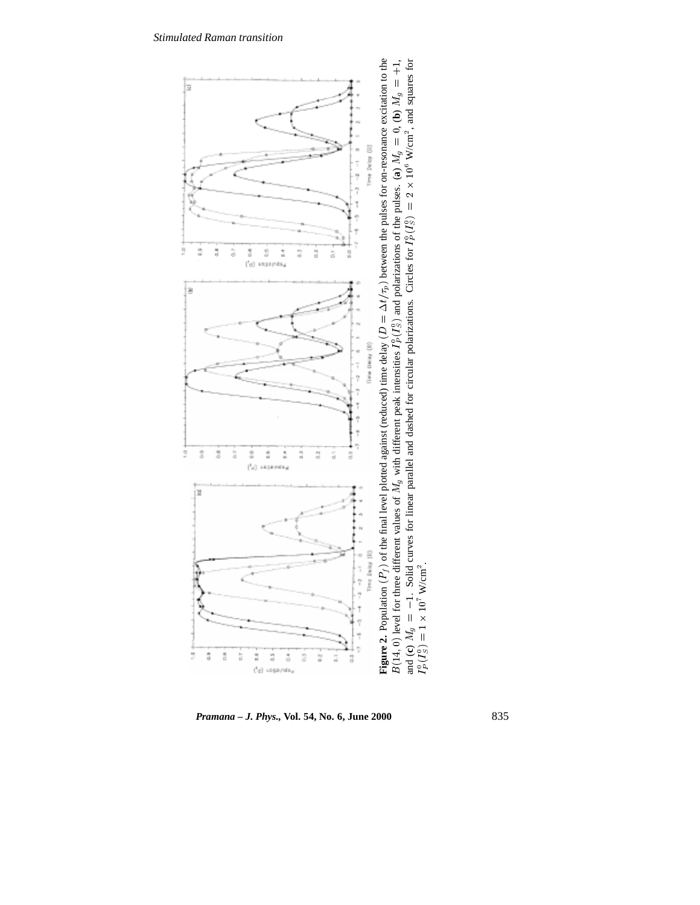**Figure 2.** Population $(P_f)$ of the final level plotted against (reduced) time delay $(D = \Delta t/\tau_p)$ between the pulses for on-resonance excitation to the $B(14,0)$ level for three different values of $M_g$ with different peak intensities $I_P^0(I_S^0)$ and polarizations of the pulses. **(a)** $M_g = 0$, **(b)** $M_g = +1$, and **(c)** $M_g = -1$. Solid curves for linear parallel and dashed for circular polarizations. Circles for $I_P^0(I_S^0) = 2 \times 10^6$ W/cm$^2$, and squares for $I_P^0(I_S^0) = 1 \times 10^7$ W/cm$^2$.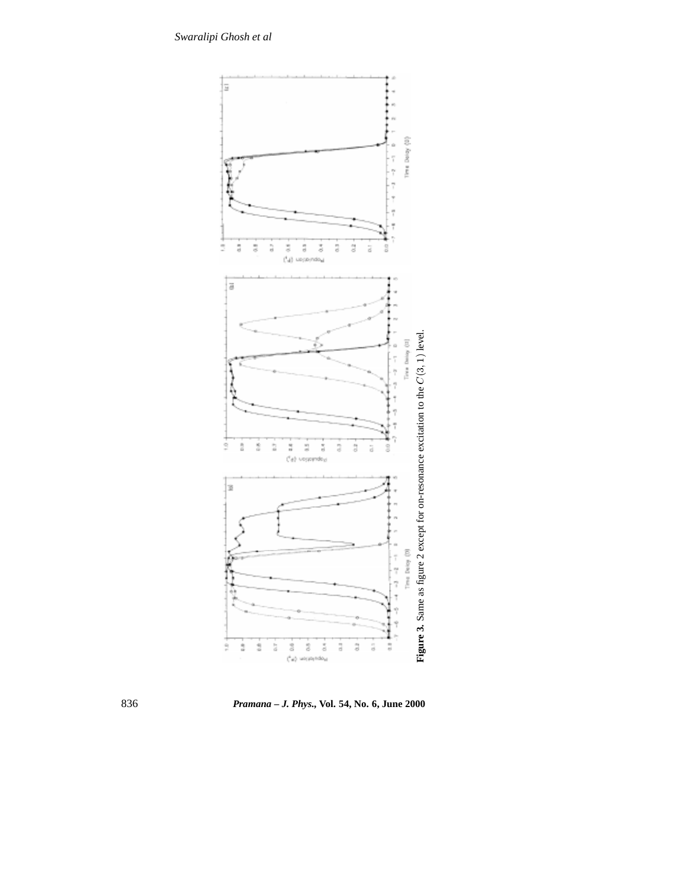**Figure 3.** Same as figure 2 except for on-resonance excitation to the $C'(3, 1)$ level.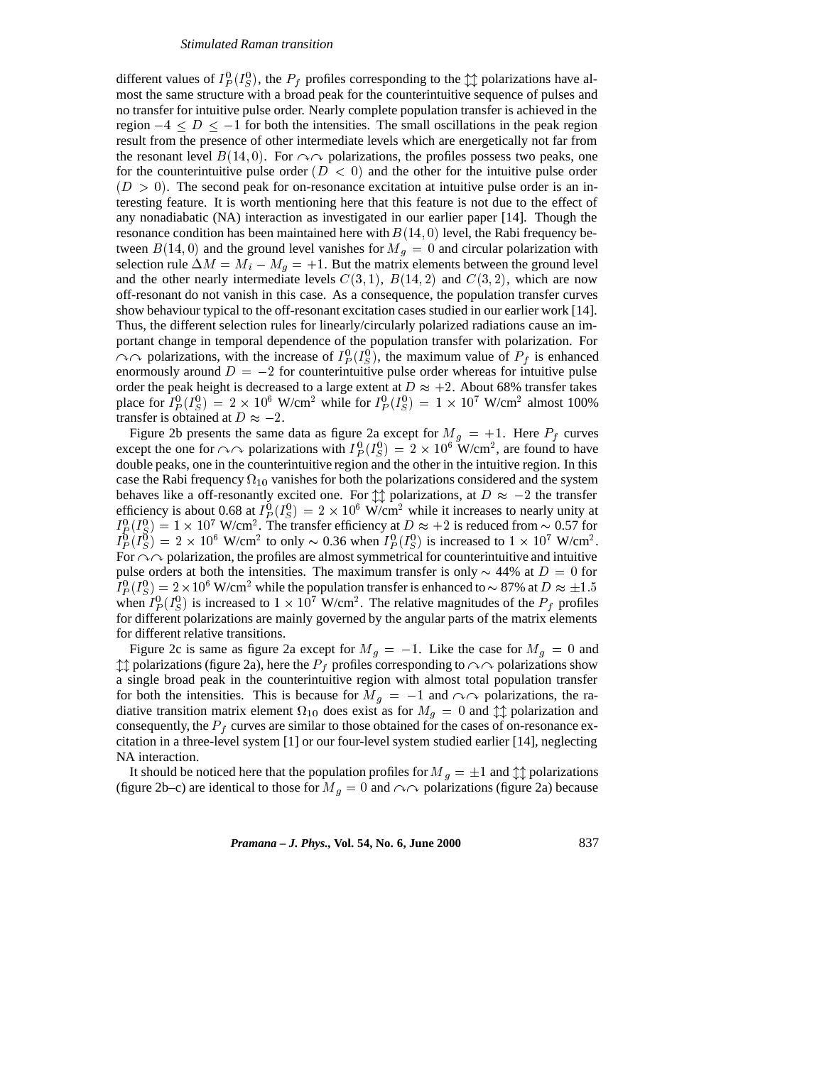different values of $I_P^0(I_S^0)$, the $P_f$ profiles corresponding to the $\updownarrow\updownarrow$ polarizations have almost the same structure with a broad peak for the counterintuitive sequence of pulses and no transfer for intuitive pulse order. Nearly complete population transfer is achieved in the region $-4 \leq D \leq -1$ for both the intensities. The small oscillations in the peak region result from the presence of other intermediate levels which are energetically not far from the resonant level $B(14,0)$. For $\curvearrowright\curvearrowright$ polarizations, the profiles possess two peaks, one for the counterintuitive pulse order ($D < 0$) and the other for the intuitive pulse order ($D > 0$). The second peak for on-resonance excitation at intuitive pulse order is an interesting feature. It is worth mentioning here that this feature is not due to the effect of any nonadiabatic (NA) interaction as investigated in our earlier paper [14]. Though the resonance condition has been maintained here with $B(14,0)$ level, the Rabi frequency between $B(14,0)$ and the ground level vanishes for $M_g = 0$ and circular polarization with selection rule $\Delta M = M_i - M_g = +1$. But the matrix elements between the ground level and the other nearly intermediate levels $C(3,1)$, $B(14,2)$ and $C(3,2)$, which are now off-resonant do not vanish in this case. As a consequence, the population transfer curves show behaviour typical to the off-resonant excitation cases studied in our earlier work [14]. Thus, the different selection rules for linearly/circularly polarized radiations cause an important change in temporal dependence of the population transfer with polarization. For $\curvearrowright\curvearrowright$ polarizations, with the increase of $I_P^0(I_S^0)$, the maximum value of $P_f$ is enhanced enormously around $D = -2$ for counterintuitive pulse order whereas for intuitive pulse order the peak height is decreased to a large extent at $D \approx +2$. About 68% transfer takes place for $I_P^0(I_S^0) = 2 \times 10^6$ W/cm$^2$ while for $I_P^0(I_S^0) = 1 \times 10^7$ W/cm$^2$ almost 100% transfer is obtained at $D \approx -2$.

Figure 2b presents the same data as figure 2a except for $M_g = +1$. Here $P_f$ curves except the one for $\curvearrowright\curvearrowright$ polarizations with $I_P^0(I_S^0) = 2 \times 10^6$ W/cm$^2$, are found to have double peaks, one in the counterintuitive region and the other in the intuitive region. In this case the Rabi frequency $\Omega_{10}$ vanishes for both the polarizations considered and the system behaves like a off-resonantly excited one. For $\updownarrow\updownarrow$ polarizations, at $D \approx -2$ the transfer efficiency is about 0.68 at $I_P^0(I_S^0) = 2 \times 10^6$ W/cm$^2$ while it increases to nearly unity at $I_P^0(I_S^0) = 1 \times 10^7$ W/cm$^2$. The transfer efficiency at $D \approx +2$ is reduced from $\sim 0.57$ for $I_P^0(I_S^0) = 2 \times 10^6$ W/cm$^2$ to only $\sim 0.36$ when $I_P^0(I_S^0)$ is increased to $1 \times 10^7$ W/cm$^2$. For $\curvearrowright\curvearrowright$ polarization, the profiles are almost symmetrical for counterintuitive and intuitive pulse orders at both the intensities. The maximum transfer is only $\sim$ 44% at $D = 0$ for $I_P^0(I_S^0) = 2 \times 10^6$ W/cm$^2$ while the population transfer is enhanced to $\sim$ 87% at $D \approx \pm 1.5$ when $I_P^0(I_S^0)$ is increased to $1 \times 10^7$ W/cm$^2$. The relative magnitudes of the $P_f$ profiles for different polarizations are mainly governed by the angular parts of the matrix elements for different relative transitions.

Figure 2c is same as figure 2a except for $M_g = -1$. Like the case for $M_g = 0$ and $\updownarrow\updownarrow$ polarizations (figure 2a), here the $P_f$ profiles corresponding to $\curvearrowright\curvearrowright$ polarizations show a single broad peak in the counterintuitive region with almost total population transfer for both the intensities. This is because for $M_g = -1$ and $\curvearrowright\curvearrowright$ polarizations, the radiative transition matrix element $\Omega_{10}$ does exist as for $M_g = 0$ and $\updownarrow\updownarrow$ polarization and consequently, the $P_f$ curves are similar to those obtained for the cases of on-resonance excitation in a three-level system [1] or our four-level system studied earlier [14], neglecting NA interaction.

It should be noticed here that the population profiles for $M_g = \pm 1$ and $\updownarrow\updownarrow$ polarizations (figure 2b–c) are identical to those for $M_g = 0$ and $\curvearrowright\curvearrowright$ polarizations (figure 2a) because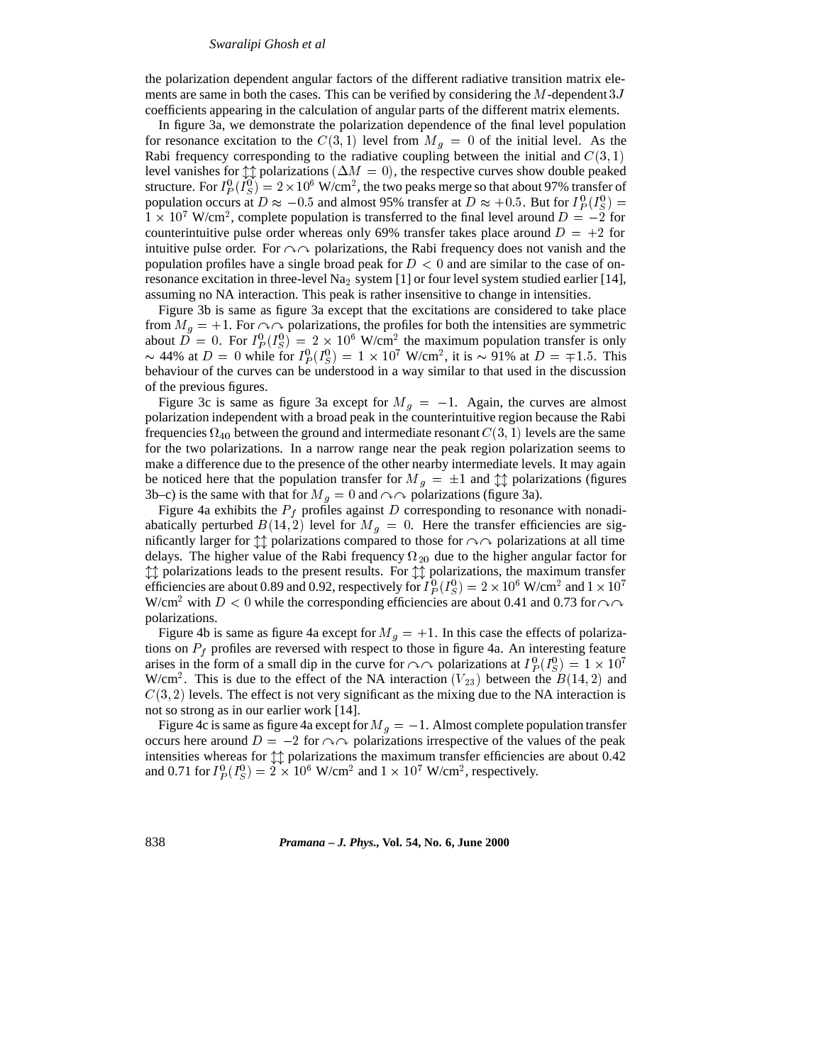the polarization dependent angular factors of the different radiative transition matrix elements are same in both the cases. This can be verified by considering the $M$-dependent $3J$ coefficients appearing in the calculation of angular parts of the different matrix elements.

In figure 3a, we demonstrate the polarization dependence of the final level population for resonance excitation to the $C(3,1)$ level from $M_g = 0$ of the initial level. As the Rabi frequency corresponding to the radiative coupling between the initial and $C(3,1)$ level vanishes for $\updownarrow\updownarrow$ polarizations ($\Delta M = 0$), the respective curves show double peaked structure. For $I_P^0(I_S^0) = 2\times 10^6$ W/cm$^2$, the two peaks merge so that about 97% transfer of population occurs at $D \approx -0.5$ and almost 95% transfer at $D \approx +0.5$. But for $I_P^0(I_S^0) = 1\times 10^7$ W/cm$^2$, complete population is transferred to the final level around $D = -2$ for counterintuitive pulse order whereas only 69% transfer takes place around $D = +2$ for intuitive pulse order. For $\frown\frown$ polarizations, the Rabi frequency does not vanish and the population profiles have a single broad peak for $D < 0$ and are similar to the case of on-resonance excitation in three-level $Na_2$ system [1] or four level system studied earlier [14], assuming no NA interaction. This peak is rather insensitive to change in intensities.

Figure 3b is same as figure 3a except that the excitations are considered to take place from $M_g = +1$. For $\frown\frown$ polarizations, the profiles for both the intensities are symmetric about $D = 0$. For $I_P^0(I_S^0) = 2\times 10^6$ W/cm$^2$ the maximum population transfer is only $\sim$ 44% at $D = 0$ while for $I_P^0(I_S^0) = 1\times 10^7$ W/cm$^2$, it is $\sim$ 91% at $D = \mp 1.5$. This behaviour of the curves can be understood in a way similar to that used in the discussion of the previous figures.

Figure 3c is same as figure 3a except for $M_g = -1$. Again, the curves are almost polarization independent with a broad peak in the counterintuitive region because the Rabi frequencies $\Omega_{40}$ between the ground and intermediate resonant $C(3,1)$ levels are the same for the two polarizations. In a narrow range near the peak region polarization seems to make a difference due to the presence of the other nearby intermediate levels. It may again be noticed here that the population transfer for $M_g = \pm 1$ and $\updownarrow\updownarrow$ polarizations (figures 3b–c) is the same with that for $M_g = 0$ and $\frown\frown$ polarizations (figure 3a).

Figure 4a exhibits the $P_f$ profiles against $D$ corresponding to resonance with nonadiabatically perturbed $B(14,2)$ level for $M_g = 0$. Here the transfer efficiencies are significantly larger for $\updownarrow\updownarrow$ polarizations compared to those for $\frown\frown$ polarizations at all time delays. The higher value of the Rabi frequency $\Omega_{20}$ due to the higher angular factor for $\updownarrow\updownarrow$ polarizations leads to the present results. For $\updownarrow\updownarrow$ polarizations, the maximum transfer efficiencies are about 0.89 and 0.92, respectively for $I_P^0(I_S^0) = 2\times 10^6$ W/cm$^2$ and $1\times 10^7$ W/cm$^2$ with $D < 0$ while the corresponding efficiencies are about 0.41 and 0.73 for $\frown\frown$ polarizations.

Figure 4b is same as figure 4a except for $M_g = +1$. In this case the effects of polarizations on $P_f$ profiles are reversed with respect to those in figure 4a. An interesting feature arises in the form of a small dip in the curve for $\frown\frown$ polarizations at $I_P^0(I_S^0) = 1\times 10^7$ W/cm$^2$. This is due to the effect of the NA interaction ($V_{23}$) between the $B(14,2)$ and $C(3,2)$ levels. The effect is not very significant as the mixing due to the NA interaction is not so strong as in our earlier work [14].

Figure 4c is same as figure 4a except for $M_g = -1$. Almost complete population transfer occurs here around $D = -2$ for $\frown\frown$ polarizations irrespective of the values of the peak intensities whereas for $\updownarrow\updownarrow$ polarizations the maximum transfer efficiencies are about 0.42 and 0.71 for $I_P^0(I_S^0) = 2\times 10^6$ W/cm$^2$ and $1\times 10^7$ W/cm$^2$, respectively.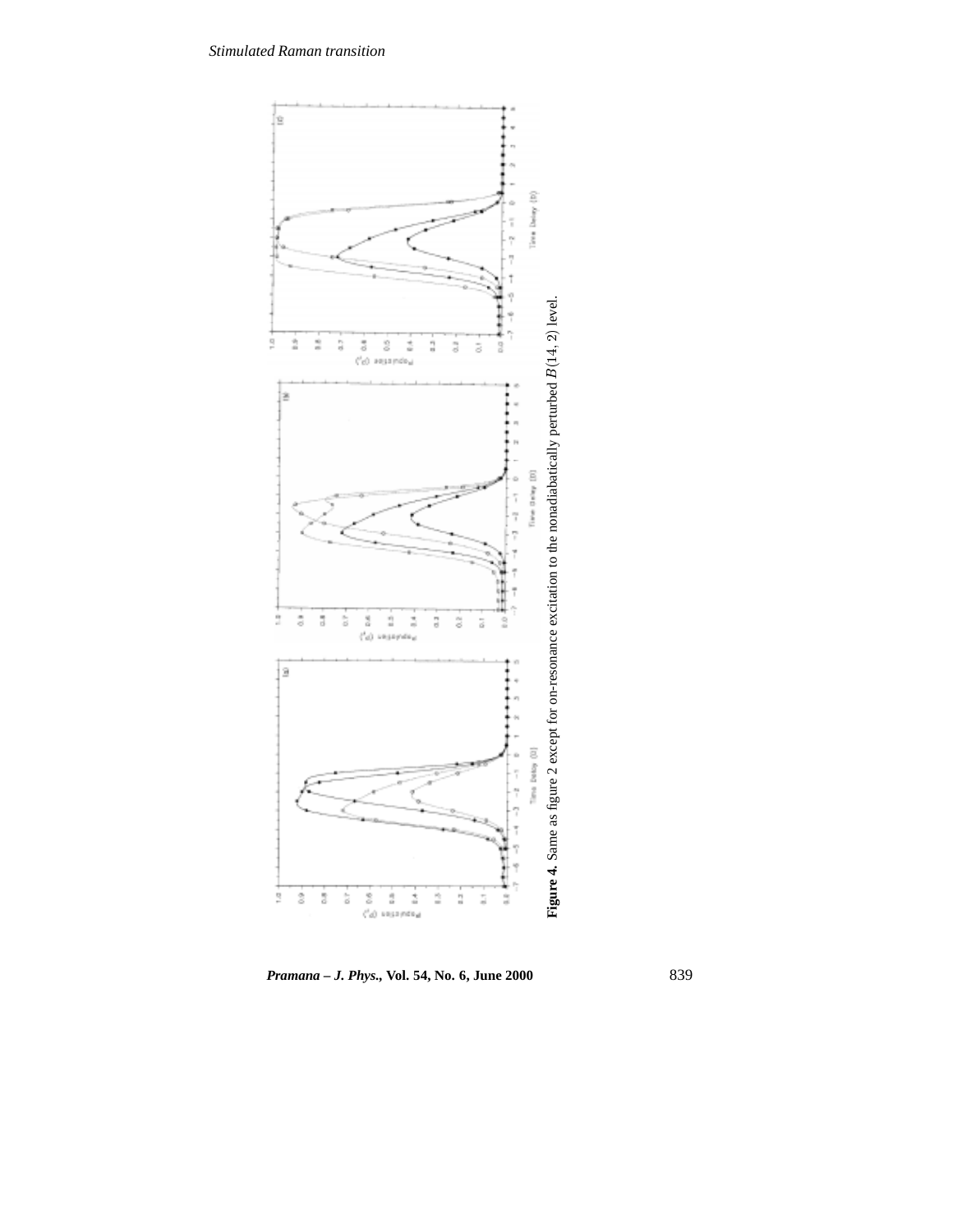**Figure 4.** Same as figure 2 except for on-resonance excitation to the nonadiabatically perturbed $B(14, 2)$ level.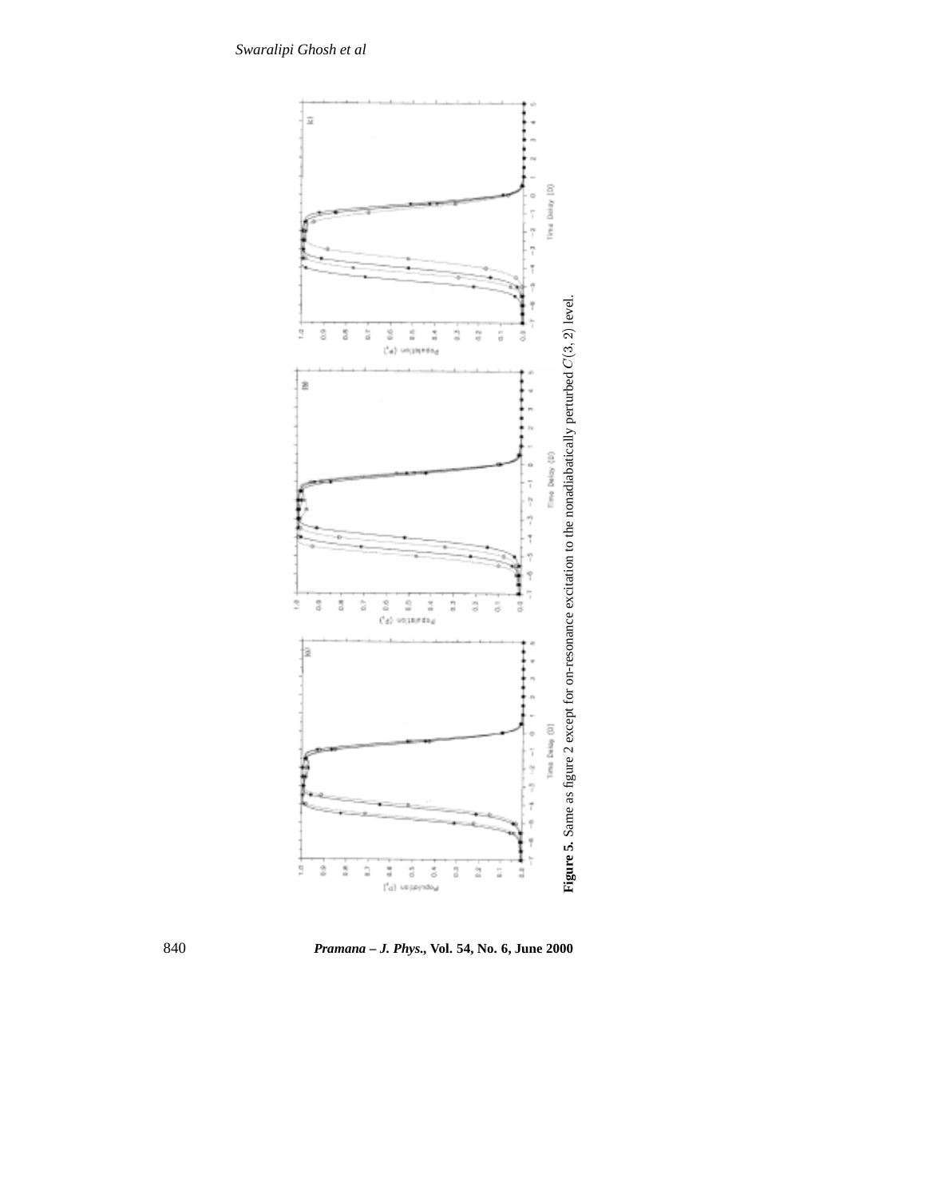**Figure 5.** Same as figure 2 except for on-resonance excitation to the nonadiabatically perturbed $C(3, 2)$ level.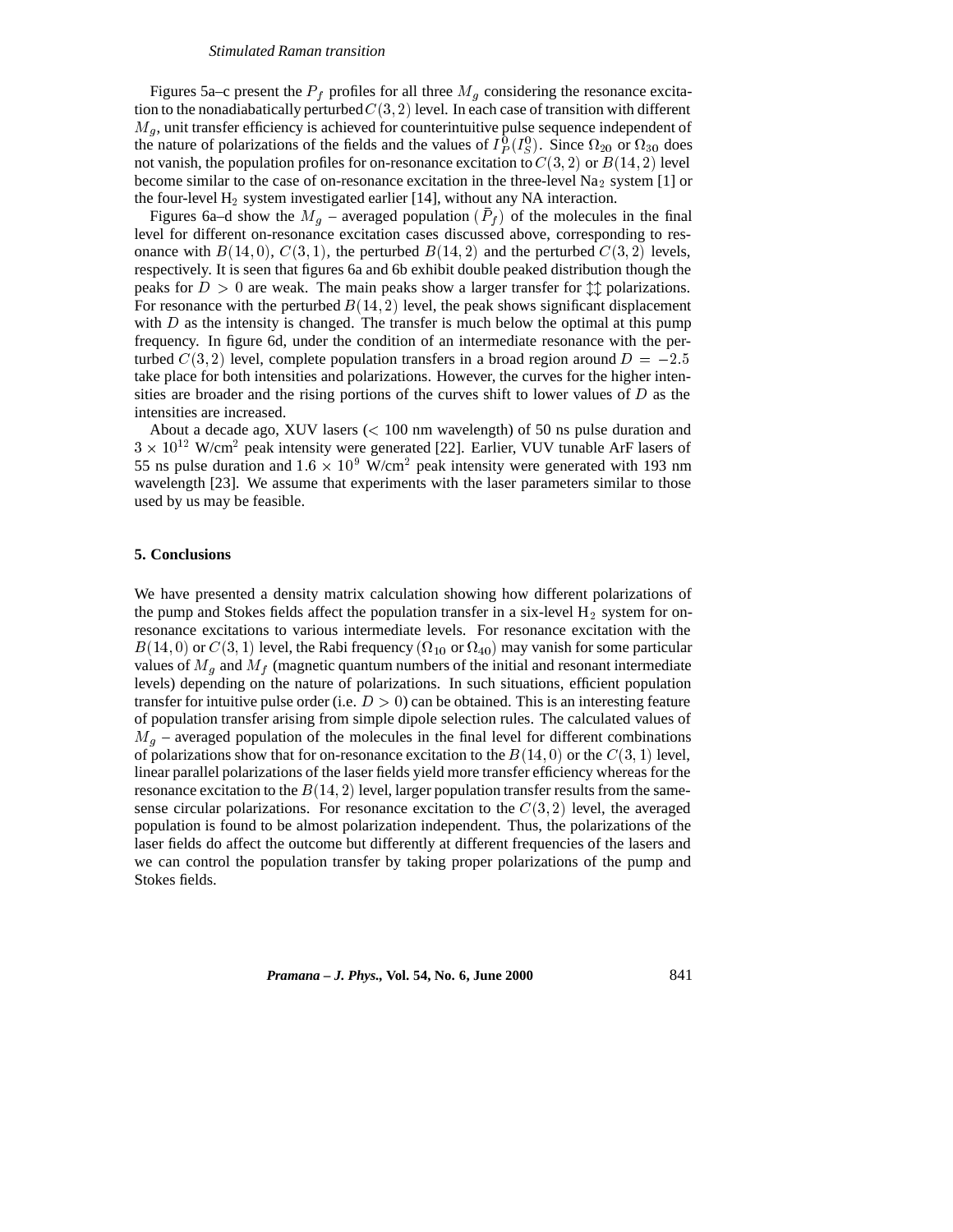Figures 5a–c present the $P_f$ profiles for all three $M_g$ considering the resonance excitation to the nonadiabatically perturbed $C(3,2)$ level. In each case of transition with different $M_g$, unit transfer efficiency is achieved for counterintuitive pulse sequence independent of the nature of polarizations of the fields and the values of $I_P^0(I_S^0)$. Since $\Omega_{20}$ or $\Omega_{30}$ does not vanish, the population profiles for on-resonance excitation to $C(3,2)$ or $B(14,2)$ level become similar to the case of on-resonance excitation in the three-level $Na_2$ system [1] or the four-level $H_2$ system investigated earlier [14], without any NA interaction.

Figures 6a–d show the $M_g$ – averaged population ($\bar{P}_f$) of the molecules in the final level for different on-resonance excitation cases discussed above, corresponding to resonance with $B(14,0)$, $C(3,1)$, the perturbed $B(14,2)$ and the perturbed $C(3,2)$ levels, respectively. It is seen that figures 6a and 6b exhibit double peaked distribution though the peaks for $D > 0$ are weak. The main peaks show a larger transfer for $\updownarrow\updownarrow$ polarizations. For resonance with the perturbed $B(14,2)$ level, the peak shows significant displacement with $D$ as the intensity is changed. The transfer is much below the optimal at this pump frequency. In figure 6d, under the condition of an intermediate resonance with the perturbed $C(3,2)$ level, complete population transfers in a broad region around $D = -2.5$ take place for both intensities and polarizations. However, the curves for the higher intensities are broader and the rising portions of the curves shift to lower values of $D$ as the intensities are increased.

About a decade ago, XUV lasers ($<$ 100 nm wavelength) of 50 ns pulse duration and $3 \times 10^{12}$ W/cm$^2$ peak intensity were generated [22]. Earlier, VUV tunable ArF lasers of 55 ns pulse duration and $1.6 \times 10^9$ W/cm$^2$ peak intensity were generated with 193 nm wavelength [23]. We assume that experiments with the laser parameters similar to those used by us may be feasible.

## 5. Conclusions

We have presented a density matrix calculation showing how different polarizations of the pump and Stokes fields affect the population transfer in a six-level $H_2$ system for on-resonance excitations to various intermediate levels. For resonance excitation with the $B(14,0)$ or $C(3,1)$ level, the Rabi frequency ($\Omega_{10}$ or $\Omega_{40}$) may vanish for some particular values of $M_g$ and $M_f$ (magnetic quantum numbers of the initial and resonant intermediate levels) depending on the nature of polarizations. In such situations, efficient population transfer for intuitive pulse order (i.e. $D > 0$) can be obtained. This is an interesting feature of population transfer arising from simple dipole selection rules. The calculated values of $M_g$ – averaged population of the molecules in the final level for different combinations of polarizations show that for on-resonance excitation to the $B(14,0)$ or the $C(3,1)$ level, linear parallel polarizations of the laser fields yield more transfer efficiency whereas for the resonance excitation to the $B(14,2)$ level, larger population transfer results from the same-sense circular polarizations. For resonance excitation to the $C(3,2)$ level, the averaged population is found to be almost polarization independent. Thus, the polarizations of the laser fields do affect the outcome but differently at different frequencies of the lasers and we can control the population transfer by taking proper polarizations of the pump and Stokes fields.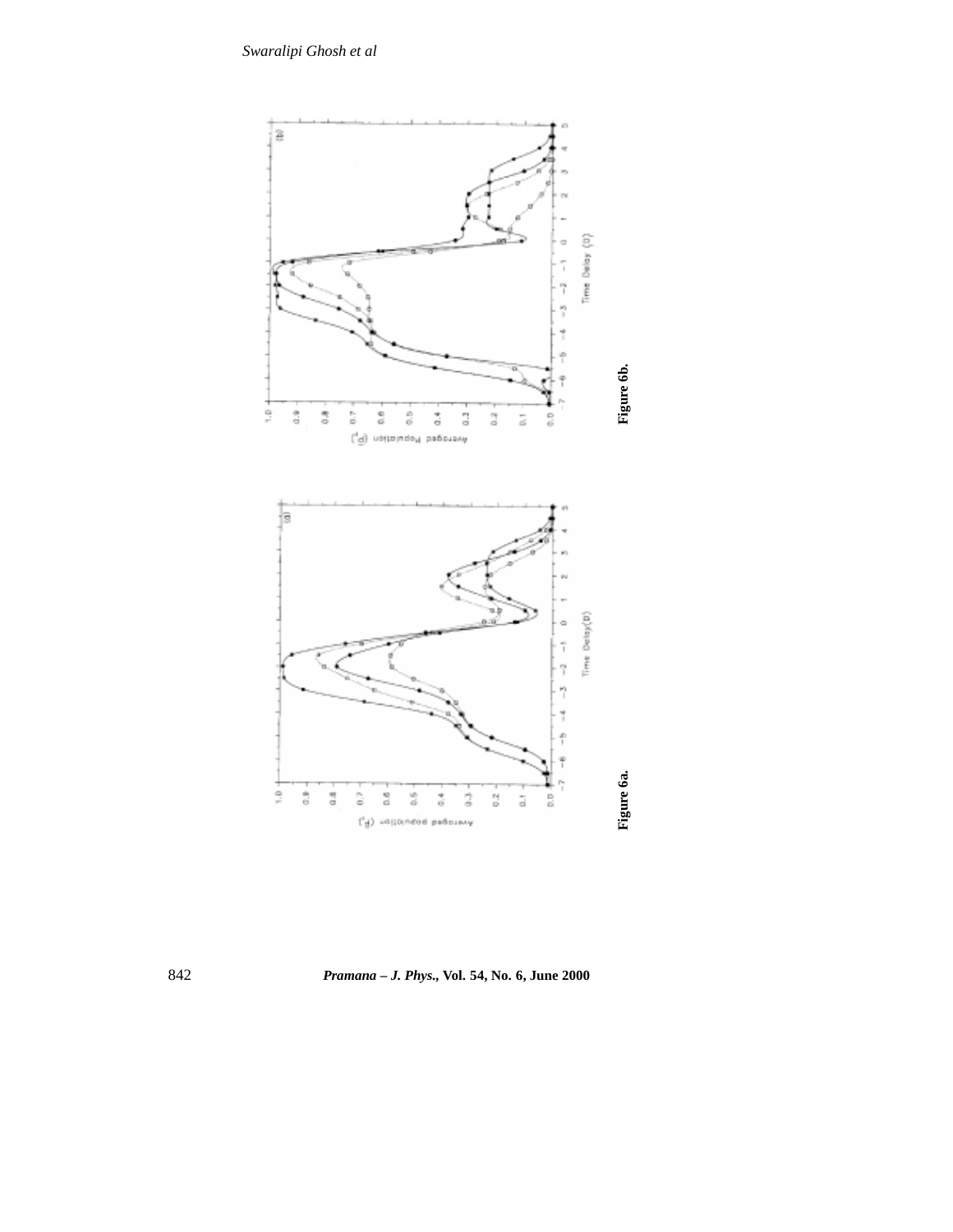**Figure 6a.**

**Figure 6b.**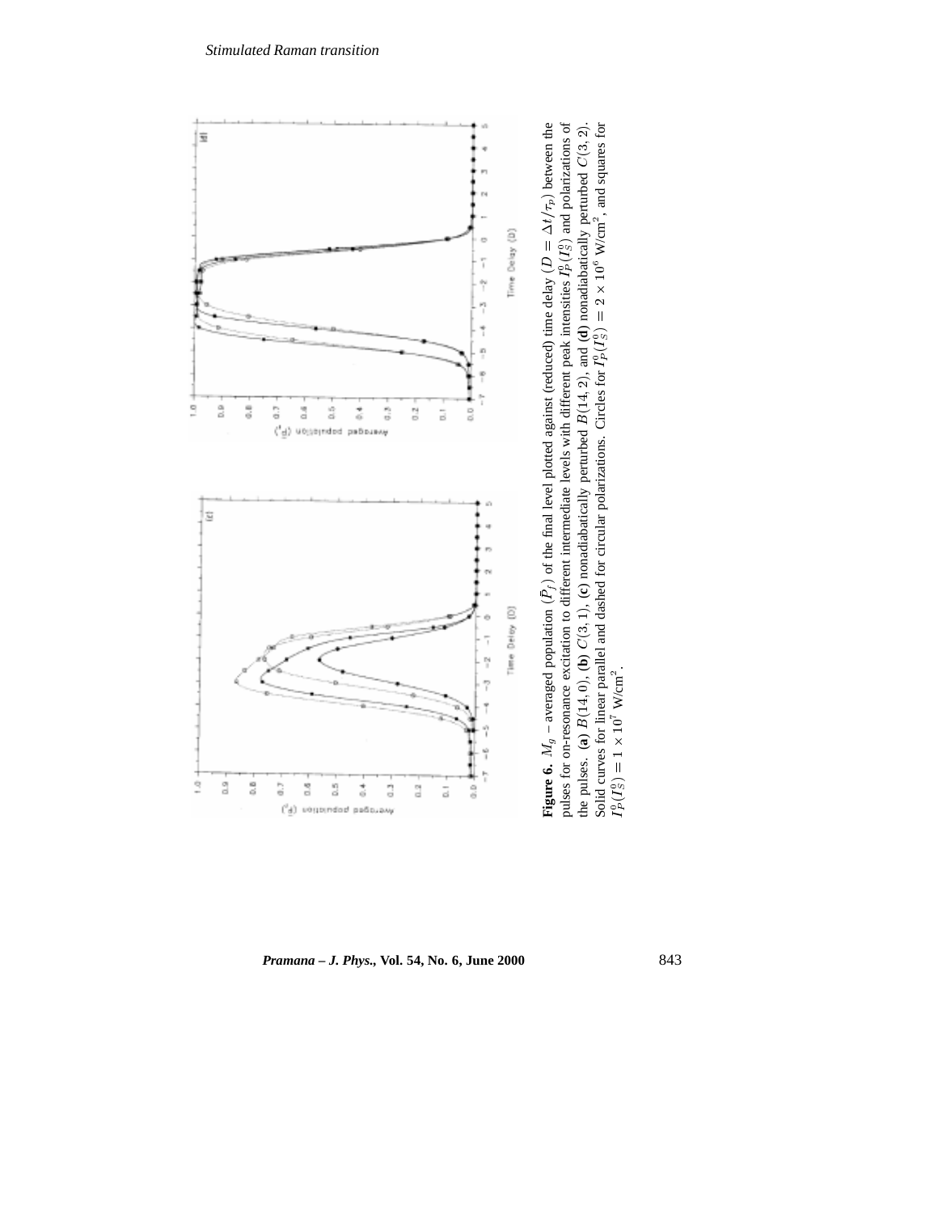**Figure 6.** $M_g$ – averaged population ($\bar{P}_f$) of the final level plotted against (reduced) time delay ($D = \Delta t/\tau_p$) between the pulses for on-resonance excitation to different intermediate levels with different peak intensities $I_P^0(I_S^0)$ and polarizations of the pulses. (**a**) $B(14,0)$, (**b**) $C(3,1)$, (**c**) nonadiabatically perturbed $B(14,2)$, and (**d**) nonadiabatically perturbed $C(3,2)$. Solid curves for linear parallel and dashed for circular polarizations. Circles for $I_P^0(I_S^0) = 2 \times 10^6$ W/cm$^2$, and squares for $I_P^0(I_S^0) = 1 \times 10^7$ W/cm$^2$.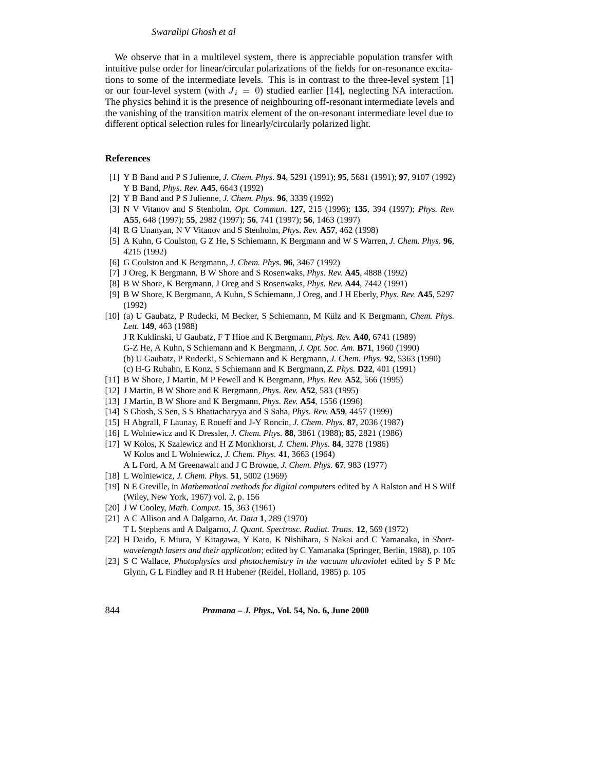We observe that in a multilevel system, there is appreciable population transfer with intuitive pulse order for linear/circular polarizations of the fields for on-resonance excitations to some of the intermediate levels. This is in contrast to the three-level system [1] or our four-level system (with $J_i = 0$) studied earlier [14], neglecting NA interaction. The physics behind it is the presence of neighbouring off-resonant intermediate levels and the vanishing of the transition matrix element of the on-resonant intermediate level due to different optical selection rules for linearly/circularly polarized light.

## References

[1] Y B Band and P S Julienne, *J. Chem. Phys.* **94**, 5291 (1991); **95**, 5681 (1991); **97**, 9107 (1992)
Y B Band, *Phys. Rev.* **A45**, 6643 (1992)

[2] Y B Band and P S Julienne, *J. Chem. Phys.* **96**, 3339 (1992)

[3] N V Vitanov and S Stenholm, *Opt. Commun.* **127**, 215 (1996); **135**, 394 (1997); *Phys. Rev.* **A55**, 648 (1997); **55**, 2982 (1997); **56**, 741 (1997); **56**, 1463 (1997)

[4] R G Unanyan, N V Vitanov and S Stenholm, *Phys. Rev.* **A57**, 462 (1998)

[5] A Kuhn, G Coulston, G Z He, S Schiemann, K Bergmann and W S Warren, *J. Chem. Phys.* **96**, 4215 (1992)

[6] G Coulston and K Bergmann, *J. Chem. Phys.* **96**, 3467 (1992)

[7] J Oreg, K Bergmann, B W Shore and S Rosenwaks, *Phys. Rev.* **A45**, 4888 (1992)

[8] B W Shore, K Bergmann, J Oreg and S Rosenwaks, *Phys. Rev.* **A44**, 7442 (1991)

[9] B W Shore, K Bergmann, A Kuhn, S Schiemann, J Oreg, and J H Eberly, *Phys. Rev.* **A45**, 5297 (1992)

[10] (a) U Gaubatz, P Rudecki, M Becker, S Schiemann, M Külz and K Bergmann, *Chem. Phys. Lett.* **149**, 463 (1988)
J R Kuklinski, U Gaubatz, F T Hioe and K Bergmann, *Phys. Rev.* **A40**, 6741 (1989)
G-Z He, A Kuhn, S Schiemann and K Bergmann, *J. Opt. Soc. Am.* **B71**, 1960 (1990)
(b) U Gaubatz, P Rudecki, S Schiemann and K Bergmann, *J. Chem. Phys.* **92**, 5363 (1990)
(c) H-G Rubahn, E Konz, S Schiemann and K Bergmann, *Z. Phys.* **D22**, 401 (1991)

[11] B W Shore, J Martin, M P Fewell and K Bergmann, *Phys. Rev.* **A52**, 566 (1995)

[12] J Martin, B W Shore and K Bergmann, *Phys. Rev.* **A52**, 583 (1995)

[13] J Martin, B W Shore and K Bergmann, *Phys. Rev.* **A54**, 1556 (1996)

[14] S Ghosh, S Sen, S S Bhattacharyya and S Saha, *Phys. Rev.* **A59**, 4457 (1999)

[15] H Abgrall, F Launay, E Roueff and J-Y Roncin, *J. Chem. Phys.* **87**, 2036 (1987)

[16] L Wolniewicz and K Dressler, *J. Chem. Phys.* **88**, 3861 (1988); **85**, 2821 (1986)

[17] W Kolos, K Szalewicz and H Z Monkhorst, *J. Chem. Phys.* **84**, 3278 (1986)
W Kolos and L Wolniewicz, *J. Chem. Phys.* **41**, 3663 (1964)
A L Ford, A M Greenawalt and J C Browne, *J. Chem. Phys.* **67**, 983 (1977)

[18] L Wolniewicz, *J. Chem. Phys.* **51**, 5002 (1969)

[19] N E Greville, in *Mathematical methods for digital computers* edited by A Ralston and H S Wilf (Wiley, New York, 1967) vol. 2, p. 156

[20] J W Cooley, *Math. Comput.* **15**, 363 (1961)

[21] A C Allison and A Dalgarno, *At. Data* **1**, 289 (1970)
T L Stephens and A Dalgarno, *J. Quant. Spectrosc. Radiat. Trans.* **12**, 569 (1972)

[22] H Daido, E Miura, Y Kitagawa, Y Kato, K Nishihara, S Nakai and C Yamanaka, in *Short-wavelength lasers and their application*; edited by C Yamanaka (Springer, Berlin, 1988), p. 105

[23] S C Wallace, *Photophysics and photochemistry in the vacuum ultraviolet* edited by S P Mc Glynn, G L Findley and R H Hubener (Reidel, Holland, 1985) p. 105